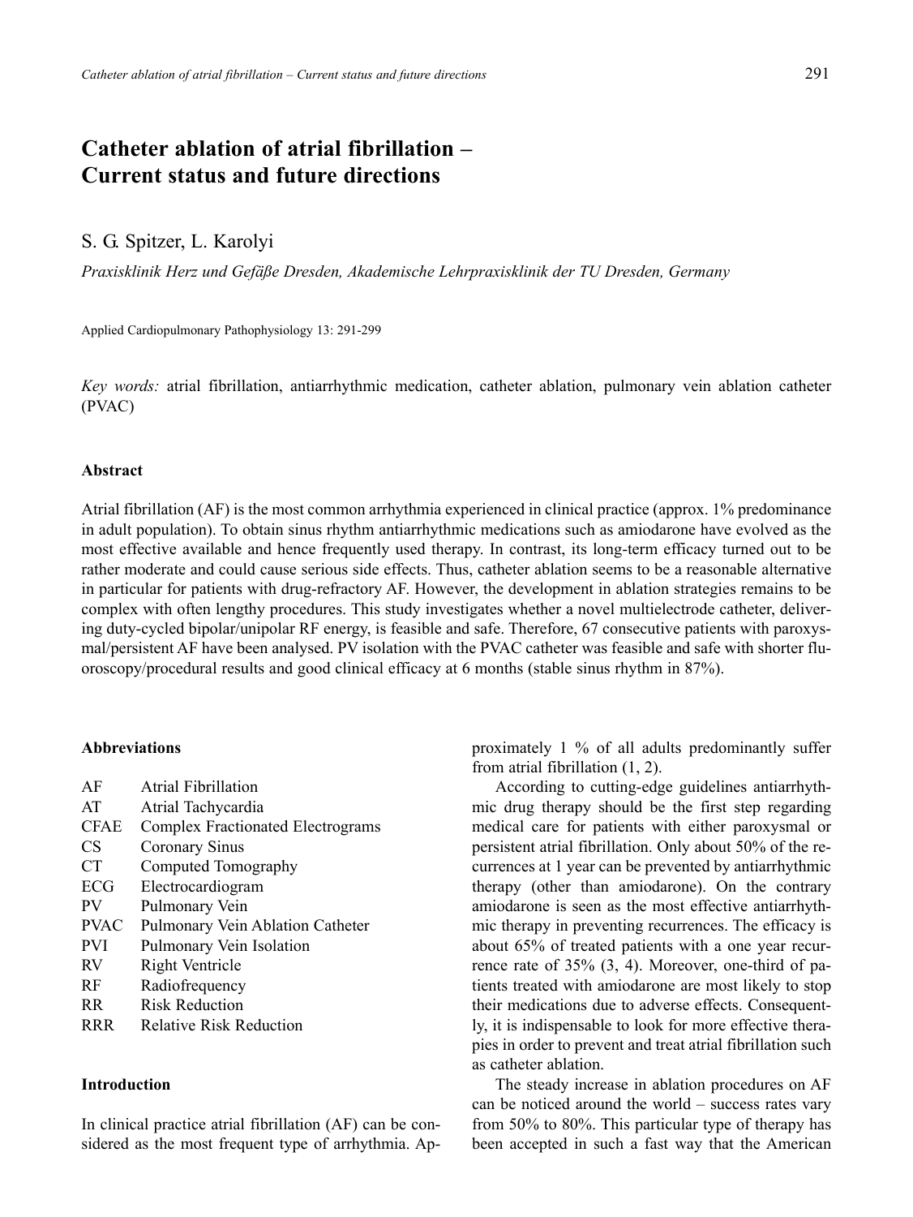# Catheter ablation of atrial fibrillation – Current status and future directions

S. G. Spitzer, L. Karolyi

*Praxisklinik Herz und Gefäße Dresden, Akademische Lehrpraxisklinik der TU Dresden, Germany*

Applied Cardiopulmonary Pathophysiology 13: 291-299

*Key words:* atrial fibrillation, antiarrhythmic medication, catheter ablation, pulmonary vein ablation catheter (PVAC)

## Abstract

Atrial fibrillation (AF) is the most common arrhythmia experienced in clinical practice (approx. 1% predominance in adult population). To obtain sinus rhythm antiarrhythmic medications such as amiodarone have evolved as the most effective available and hence frequently used therapy. In contrast, its long-term efficacy turned out to be rather moderate and could cause serious side effects. Thus, catheter ablation seems to be a reasonable alternative in particular for patients with drug-refractory AF. However, the development in ablation strategies remains to be complex with often lengthy procedures. This study investigates whether a novel multielectrode catheter, delivering duty-cycled bipolar/unipolar RF energy, is feasible and safe. Therefore, 67 consecutive patients with paroxysmal/persistent AF have been analysed. PV isolation with the PVAC catheter was feasible and safe with shorter fluoroscopy/procedural results and good clinical efficacy at 6 months (stable sinus rhythm in 87%).

## Abbreviations

| | |
|---|---|
| AF | Atrial Fibrillation |
| AT | Atrial Tachycardia |
| CFAE | Complex Fractionated Electrograms |
| CS | Coronary Sinus |
| CT | Computed Tomography |
| ECG | Electrocardiogram |
| PV | Pulmonary Vein |
| PVAC | Pulmonary Vein Ablation Catheter |
| PVI | Pulmonary Vein Isolation |
| RV | Right Ventricle |
| RF | Radiofrequency |
| RR | Risk Reduction |
| RRR | Relative Risk Reduction |

## Introduction

In clinical practice atrial fibrillation (AF) can be considered as the most frequent type of arrhythmia. Approximately 1 % of all adults predominantly suffer from atrial fibrillation (1, 2).

According to cutting-edge guidelines antiarrhythmic drug therapy should be the first step regarding medical care for patients with either paroxysmal or persistent atrial fibrillation. Only about 50% of the recurrences at 1 year can be prevented by antiarrhythmic therapy (other than amiodarone). On the contrary amiodarone is seen as the most effective antiarrhythmic therapy in preventing recurrences. The efficacy is about 65% of treated patients with a one year recurrence rate of 35% (3, 4). Moreover, one-third of patients treated with amiodarone are most likely to stop their medications due to adverse effects. Consequently, it is indispensable to look for more effective therapies in order to prevent and treat atrial fibrillation such as catheter ablation.

The steady increase in ablation procedures on AF can be noticed around the world – success rates vary from 50% to 80%. This particular type of therapy has been accepted in such a fast way that the American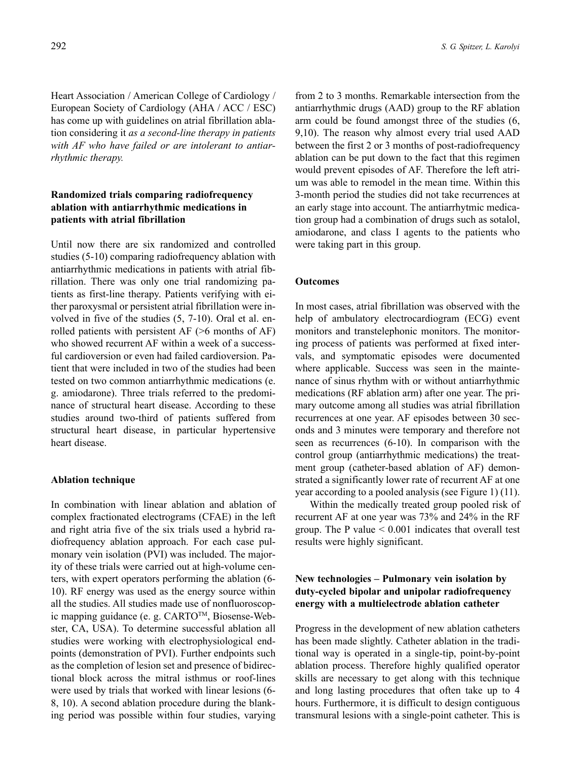Heart Association / American College of Cardiology / European Society of Cardiology (AHA / ACC / ESC) has come up with guidelines on atrial fibrillation ablation considering it *as a second-line therapy in patients with AF who have failed or are intolerant to antiarrhythmic therapy.*

### Randomized trials comparing radiofrequency ablation with antiarrhythmic medications in patients with atrial fibrillation

Until now there are six randomized and controlled studies (5-10) comparing radiofrequency ablation with antiarrhythmic medications in patients with atrial fibrillation. There was only one trial randomizing patients as first-line therapy. Patients verifying with either paroxysmal or persistent atrial fibrillation were involved in five of the studies (5, 7-10). Oral et al. enrolled patients with persistent AF (>6 months of AF) who showed recurrent AF within a week of a successful cardioversion or even had failed cardioversion. Patient that were included in two of the studies had been tested on two common antiarrhythmic medications (e. g. amiodarone). Three trials referred to the predominance of structural heart disease. According to these studies around two-third of patients suffered from structural heart disease, in particular hypertensive heart disease.

### Ablation technique

In combination with linear ablation and ablation of complex fractionated electrograms (CFAE) in the left and right atria five of the six trials used a hybrid radiofrequency ablation approach. For each case pulmonary vein isolation (PVI) was included. The majority of these trials were carried out at high-volume centers, with expert operators performing the ablation (6-10). RF energy was used as the energy source within all the studies. All studies made use of nonfluoroscopic mapping guidance (e. g. CARTO™, Biosense-Webster, CA, USA). To determine successful ablation all studies were working with electrophysiological endpoints (demonstration of PVI). Further endpoints such as the completion of lesion set and presence of bidirectional block across the mitral isthmus or roof-lines were used by trials that worked with linear lesions (6-8, 10). A second ablation procedure during the blanking period was possible within four studies, varying from 2 to 3 months. Remarkable intersection from the antiarrhythmic drugs (AAD) group to the RF ablation arm could be found amongst three of the studies (6, 9,10). The reason why almost every trial used AAD between the first 2 or 3 months of post-radiofrequency ablation can be put down to the fact that this regimen would prevent episodes of AF. Therefore the left atrium was able to remodel in the mean time. Within this 3-month period the studies did not take recurrences at an early stage into account. The antiarrhytmic medication group had a combination of drugs such as sotalol, amiodarone, and class I agents to the patients who were taking part in this group.

### Outcomes

In most cases, atrial fibrillation was observed with the help of ambulatory electrocardiogram (ECG) event monitors and transtelephonic monitors. The monitoring process of patients was performed at fixed intervals, and symptomatic episodes were documented where applicable. Success was seen in the maintenance of sinus rhythm with or without antiarrhythmic medications (RF ablation arm) after one year. The primary outcome among all studies was atrial fibrillation recurrences at one year. AF episodes between 30 seconds and 3 minutes were temporary and therefore not seen as recurrences (6-10). In comparison with the control group (antiarrhythmic medications) the treatment group (catheter-based ablation of AF) demonstrated a significantly lower rate of recurrent AF at one year according to a pooled analysis (see Figure 1) (11).

Within the medically treated group pooled risk of recurrent AF at one year was 73% and 24% in the RF group. The P value < 0.001 indicates that overall test results were highly significant.

### New technologies – Pulmonary vein isolation by duty-cycled bipolar and unipolar radiofrequency energy with a multielectrode ablation catheter

Progress in the development of new ablation catheters has been made slightly. Catheter ablation in the traditional way is operated in a single-tip, point-by-point ablation process. Therefore highly qualified operator skills are necessary to get along with this technique and long lasting procedures that often take up to 4 hours. Furthermore, it is difficult to design contiguous transmural lesions with a single-point catheter. This is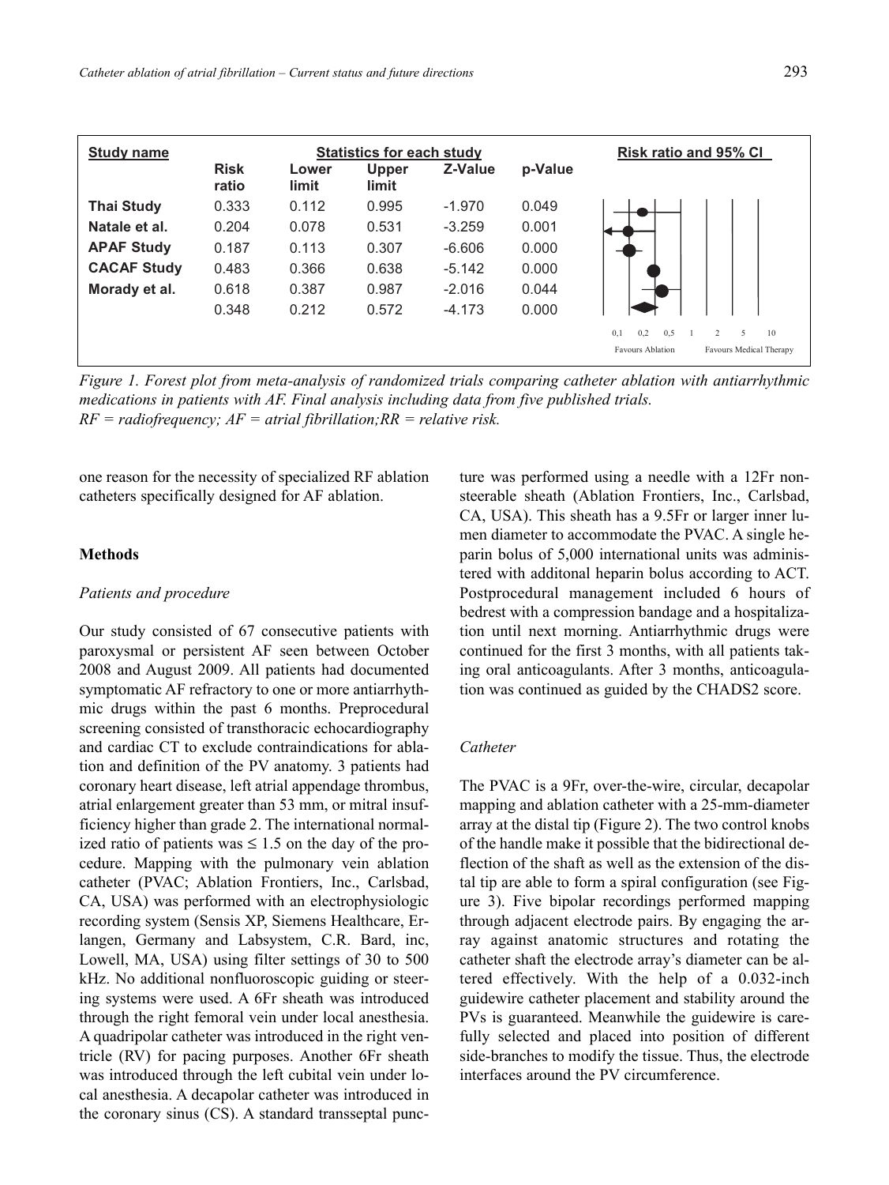| Study name | Statistics for each study | | | | | Risk ratio and 95% CI |
|---|---|---|---|---|---|---|
| | Risk ratio | Lower limit | Upper limit | Z-Value | p-Value | |
| Thai Study | 0.333 | 0.112 | 0.995 | -1.970 | 0.049 | |
| Natale et al. | 0.204 | 0.078 | 0.531 | -3.259 | 0.001 | |
| APAF Study | 0.187 | 0.113 | 0.307 | -6.606 | 0.000 | |
| CACAF Study | 0.483 | 0.366 | 0.638 | -5.142 | 0.000 | |
| Morady et al. | 0.618 | 0.387 | 0.987 | -2.016 | 0.044 | |
| | 0.348 | 0.212 | 0.572 | -4.173 | 0.000 | |

0,1 0,2 0,5 1 2 5 10

Favours Ablation — Favours Medical Therapy

*Figure 1. Forest plot from meta-analysis of randomized trials comparing catheter ablation with antiarrhythmic medications in patients with AF. Final analysis including data from five published trials.*
*RF = radiofrequency; AF = atrial fibrillation;RR = relative risk.*

one reason for the necessity of specialized RF ablation catheters specifically designed for AF ablation.

## Methods

### *Patients and procedure*

Our study consisted of 67 consecutive patients with paroxysmal or persistent AF seen between October 2008 and August 2009. All patients had documented symptomatic AF refractory to one or more antiarrhythmic drugs within the past 6 months. Preprocedural screening consisted of transthoracic echocardiography and cardiac CT to exclude contraindications for ablation and definition of the PV anatomy. 3 patients had coronary heart disease, left atrial appendage thrombus, atrial enlargement greater than 53 mm, or mitral insufficiency higher than grade 2. The international normalized ratio of patients was ≤ 1.5 on the day of the procedure. Mapping with the pulmonary vein ablation catheter (PVAC; Ablation Frontiers, Inc., Carlsbad, CA, USA) was performed with an electrophysiologic recording system (Sensis XP, Siemens Healthcare, Erlangen, Germany and Labsystem, C.R. Bard, inc, Lowell, MA, USA) using filter settings of 30 to 500 kHz. No additional nonfluoroscopic guiding or steering systems were used. A 6Fr sheath was introduced through the right femoral vein under local anesthesia. A quadripolar catheter was introduced in the right ventricle (RV) for pacing purposes. Another 6Fr sheath was introduced through the left cubital vein under local anesthesia. A decapolar catheter was introduced in the coronary sinus (CS). A standard transseptal puncture was performed using a needle with a 12Fr nonsteerable sheath (Ablation Frontiers, Inc., Carlsbad, CA, USA). This sheath has a 9.5Fr or larger inner lumen diameter to accommodate the PVAC. A single heparin bolus of 5,000 international units was administered with additonal heparin bolus according to ACT. Postprocedural management included 6 hours of bedrest with a compression bandage and a hospitalization until next morning. Antiarrhythmic drugs were continued for the first 3 months, with all patients taking oral anticoagulants. After 3 months, anticoagulation was continued as guided by the CHADS2 score.

### *Catheter*

The PVAC is a 9Fr, over-the-wire, circular, decapolar mapping and ablation catheter with a 25-mm-diameter array at the distal tip (Figure 2). The two control knobs of the handle make it possible that the bidirectional deflection of the shaft as well as the extension of the distal tip are able to form a spiral configuration (see Figure 3). Five bipolar recordings performed mapping through adjacent electrode pairs. By engaging the array against anatomic structures and rotating the catheter shaft the electrode array's diameter can be altered effectively. With the help of a 0.032-inch guidewire catheter placement and stability around the PVs is guaranteed. Meanwhile the guidewire is carefully selected and placed into position of different side-branches to modify the tissue. Thus, the electrode interfaces around the PV circumference.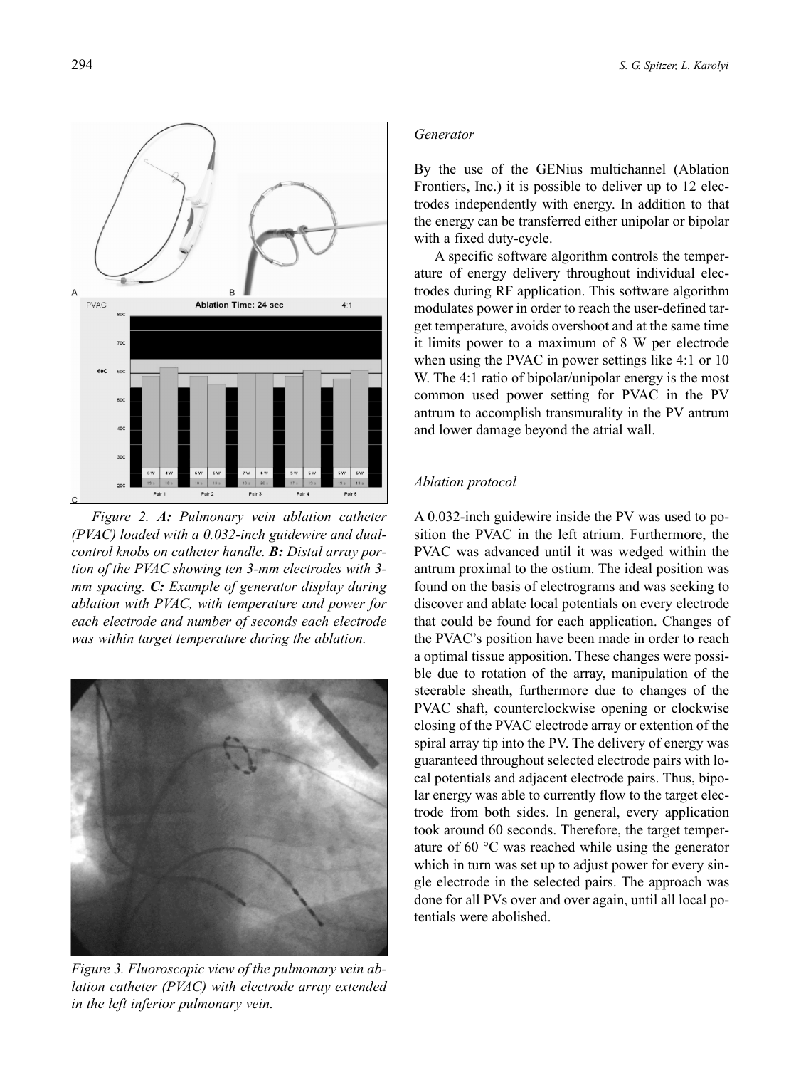Figure 2. ***A:*** *Pulmonary vein ablation catheter (PVAC) loaded with a 0.032-inch guidewire and dual-control knobs on catheter handle.* ***B:*** *Distal array portion of the PVAC showing ten 3-mm electrodes with 3-mm spacing.* ***C:*** *Example of generator display during ablation with PVAC, with temperature and power for each electrode and number of seconds each electrode was within target temperature during the ablation.*

*Figure 3. Fluoroscopic view of the pulmonary vein ablation catheter (PVAC) with electrode array extended in the left inferior pulmonary vein.*

### *Generator*

By the use of the GENius multichannel (Ablation Frontiers, Inc.) it is possible to deliver up to 12 electrodes independently with energy. In addition to that the energy can be transferred either unipolar or bipolar with a fixed duty-cycle.

A specific software algorithm controls the temperature of energy delivery throughout individual electrodes during RF application. This software algorithm modulates power in order to reach the user-defined target temperature, avoids overshoot and at the same time it limits power to a maximum of 8 W per electrode when using the PVAC in power settings like 4:1 or 10 W. The 4:1 ratio of bipolar/unipolar energy is the most common used power setting for PVAC in the PV antrum to accomplish transmurality in the PV antrum and lower damage beyond the atrial wall.

### *Ablation protocol*

A 0.032-inch guidewire inside the PV was used to position the PVAC in the left atrium. Furthermore, the PVAC was advanced until it was wedged within the antrum proximal to the ostium. The ideal position was found on the basis of electrograms and was seeking to discover and ablate local potentials on every electrode that could be found for each application. Changes of the PVAC's position have been made in order to reach a optimal tissue apposition. These changes were possible due to rotation of the array, manipulation of the steerable sheath, furthermore due to changes of the PVAC shaft, counterclockwise opening or clockwise closing of the PVAC electrode array or extention of the spiral array tip into the PV. The delivery of energy was guaranteed throughout selected electrode pairs with local potentials and adjacent electrode pairs. Thus, bipolar energy was able to currently flow to the target electrode from both sides. In general, every application took around 60 seconds. Therefore, the target temperature of 60 °C was reached while using the generator which in turn was set up to adjust power for every single electrode in the selected pairs. The approach was done for all PVs over and over again, until all local potentials were abolished.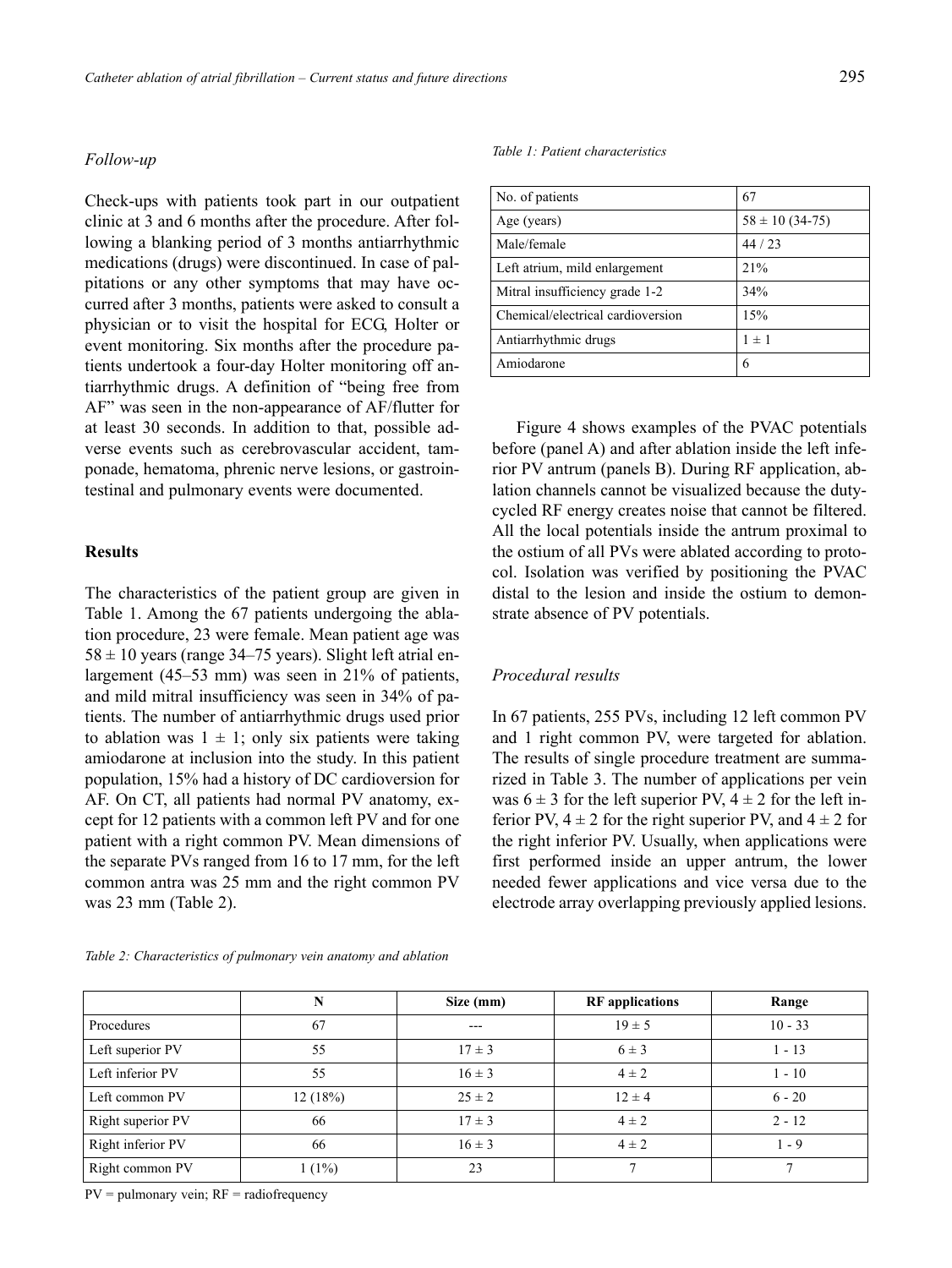### *Follow-up*

Check-ups with patients took part in our outpatient clinic at 3 and 6 months after the procedure. After following a blanking period of 3 months antiarrhythmic medications (drugs) were discontinued. In case of palpitations or any other symptoms that may have occurred after 3 months, patients were asked to consult a physician or to visit the hospital for ECG, Holter or event monitoring. Six months after the procedure patients undertook a four-day Holter monitoring off antiarrhythmic drugs. A definition of "being free from AF" was seen in the non-appearance of AF/flutter for at least 30 seconds. In addition to that, possible adverse events such as cerebrovascular accident, tamponade, hematoma, phrenic nerve lesions, or gastrointestinal and pulmonary events were documented.

## Results

The characteristics of the patient group are given in Table 1. Among the 67 patients undergoing the ablation procedure, 23 were female. Mean patient age was 58 ± 10 years (range 34–75 years). Slight left atrial enlargement (45–53 mm) was seen in 21% of patients, and mild mitral insufficiency was seen in 34% of patients. The number of antiarrhythmic drugs used prior to ablation was 1 ± 1; only six patients were taking amiodarone at inclusion into the study. In this patient population, 15% had a history of DC cardioversion for AF. On CT, all patients had normal PV anatomy, except for 12 patients with a common left PV and for one patient with a right common PV. Mean dimensions of the separate PVs ranged from 16 to 17 mm, for the left common antra was 25 mm and the right common PV was 23 mm (Table 2).

*Table 1: Patient characteristics*

| | |
|---|---|
| No. of patients | 67 |
| Age (years) | 58 ± 10 (34-75) |
| Male/female | 44 / 23 |
| Left atrium, mild enlargement | 21% |
| Mitral insufficiency grade 1-2 | 34% |
| Chemical/electrical cardioversion | 15% |
| Antiarrhythmic drugs | 1 ± 1 |
| Amiodarone | 6 |

Figure 4 shows examples of the PVAC potentials before (panel A) and after ablation inside the left inferior PV antrum (panels B). During RF application, ablation channels cannot be visualized because the duty-cycled RF energy creates noise that cannot be filtered. All the local potentials inside the antrum proximal to the ostium of all PVs were ablated according to protocol. Isolation was verified by positioning the PVAC distal to the lesion and inside the ostium to demonstrate absence of PV potentials.

### *Procedural results*

In 67 patients, 255 PVs, including 12 left common PV and 1 right common PV, were targeted for ablation. The results of single procedure treatment are summarized in Table 3. The number of applications per vein was 6 ± 3 for the left superior PV, 4 ± 2 for the left inferior PV, 4 ± 2 for the right superior PV, and 4 ± 2 for the right inferior PV. Usually, when applications were first performed inside an upper antrum, the lower needed fewer applications and vice versa due to the electrode array overlapping previously applied lesions.

*Table 2: Characteristics of pulmonary vein anatomy and ablation*

| | N | Size (mm) | RF applications | Range |
|---|---|---|---|---|
| Procedures | 67 | --- | 19 ± 5 | 10 - 33 |
| Left superior PV | 55 | 17 ± 3 | 6 ± 3 | 1 - 13 |
| Left inferior PV | 55 | 16 ± 3 | 4 ± 2 | 1 - 10 |
| Left common PV | 12 (18%) | 25 ± 2 | 12 ± 4 | 6 - 20 |
| Right superior PV | 66 | 17 ± 3 | 4 ± 2 | 2 - 12 |
| Right inferior PV | 66 | 16 ± 3 | 4 ± 2 | 1 - 9 |
| Right common PV | 1 (1%) | 23 | 7 | 7 |

PV = pulmonary vein; RF = radiofrequency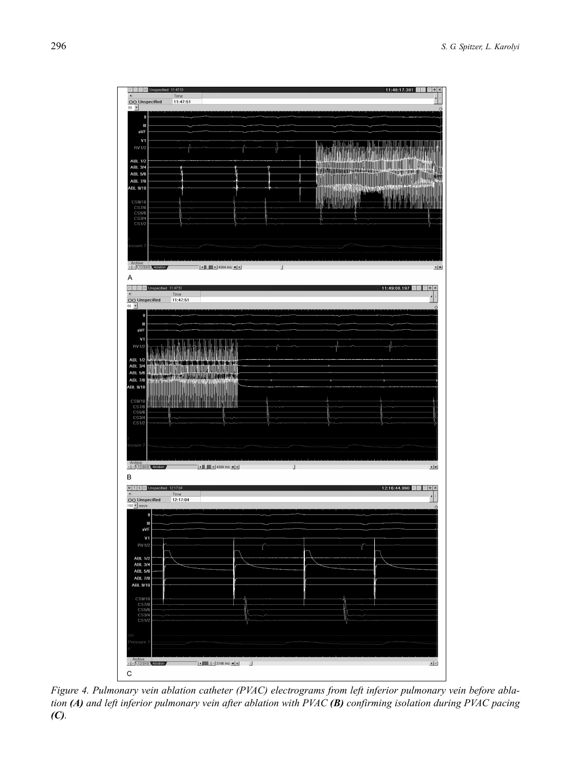*Figure 4. Pulmonary vein ablation catheter (PVAC) electrograms from left inferior pulmonary vein before ablation **(A)** and left inferior pulmonary vein after ablation with PVAC **(B)** confirming isolation during PVAC pacing **(C)**.*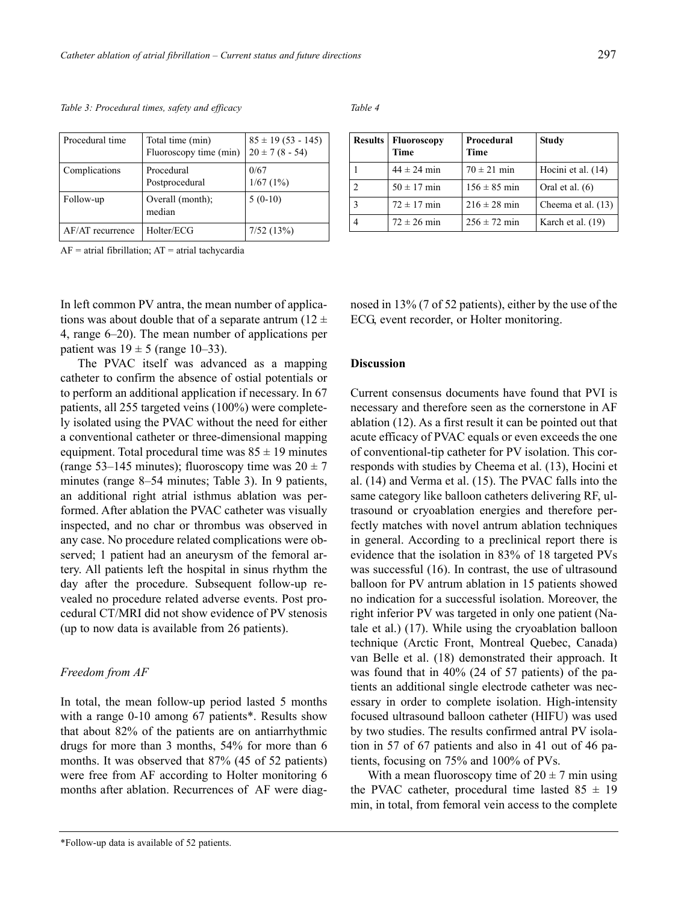*Table 3: Procedural times, safety and efficacy*

| | | |
|---|---|---|
| Procedural time | Total time (min)<br>Fluoroscopy time (min) | 85 ± 19 (53 - 145)<br>20 ± 7 (8 - 54) |
| Complications | Procedural<br>Postprocedural | 0/67<br>1/67 (1%) |
| Follow-up | Overall (month); median | 5 (0-10) |
| AF/AT recurrence | Holter/ECG | 7/52 (13%) |

AF = atrial fibrillation; AT = atrial tachycardia

*Table 4*

| Results | Fluoroscopy Time | Procedural Time | Study |
|---|---|---|---|
| 1 | 44 ± 24 min | 70 ± 21 min | Hocini et al. (14) |
| 2 | 50 ± 17 min | 156 ± 85 min | Oral et al. (6) |
| 3 | 72 ± 17 min | 216 ± 28 min | Cheema et al. (13) |
| 4 | 72 ± 26 min | 256 ± 72 min | Karch et al. (19) |

In left common PV antra, the mean number of applications was about double that of a separate antrum (12 ± 4, range 6–20). The mean number of applications per patient was 19 ± 5 (range 10–33).

The PVAC itself was advanced as a mapping catheter to confirm the absence of ostial potentials or to perform an additional application if necessary. In 67 patients, all 255 targeted veins (100%) were completely isolated using the PVAC without the need for either a conventional catheter or three-dimensional mapping equipment. Total procedural time was 85 ± 19 minutes (range 53–145 minutes); fluoroscopy time was 20 ± 7 minutes (range 8–54 minutes; Table 3). In 9 patients, an additional right atrial isthmus ablation was performed. After ablation the PVAC catheter was visually inspected, and no char or thrombus was observed in any case. No procedure related complications were observed; 1 patient had an aneurysm of the femoral artery. All patients left the hospital in sinus rhythm the day after the procedure. Subsequent follow-up revealed no procedure related adverse events. Post procedural CT/MRI did not show evidence of PV stenosis (up to now data is available from 26 patients).

### *Freedom from AF*

In total, the mean follow-up period lasted 5 months with a range 0-10 among 67 patients*. Results show that about 82% of the patients are on antiarrhythmic drugs for more than 3 months, 54% for more than 6 months. It was observed that 87% (45 of 52 patients) were free from AF according to Holter monitoring 6 months after ablation. Recurrences of AF were diagnosed in 13% (7 of 52 patients), either by the use of the ECG, event recorder, or Holter monitoring.

## Discussion

Current consensus documents have found that PVI is necessary and therefore seen as the cornerstone in AF ablation (12). As a first result it can be pointed out that acute efficacy of PVAC equals or even exceeds the one of conventional-tip catheter for PV isolation. This corresponds with studies by Cheema et al. (13), Hocini et al. (14) and Verma et al. (15). The PVAC falls into the same category like balloon catheters delivering RF, ultrasound or cryoablation energies and therefore perfectly matches with novel antrum ablation techniques in general. According to a preclinical report there is evidence that the isolation in 83% of 18 targeted PVs was successful (16). In contrast, the use of ultrasound balloon for PV antrum ablation in 15 patients showed no indication for a successful isolation. Moreover, the right inferior PV was targeted in only one patient (Natale et al.) (17). While using the cryoablation balloon technique (Arctic Front, Montreal Quebec, Canada) van Belle et al. (18) demonstrated their approach. It was found that in 40% (24 of 57 patients) of the patients an additional single electrode catheter was necessary in order to complete isolation. High-intensity focused ultrasound balloon catheter (HIFU) was used by two studies. The results confirmed antral PV isolation in 57 of 67 patients and also in 41 out of 46 patients, focusing on 75% and 100% of PVs.

With a mean fluoroscopy time of 20 ± 7 min using the PVAC catheter, procedural time lasted 85 ± 19 min, in total, from femoral vein access to the complete

*Follow-up data is available of 52 patients.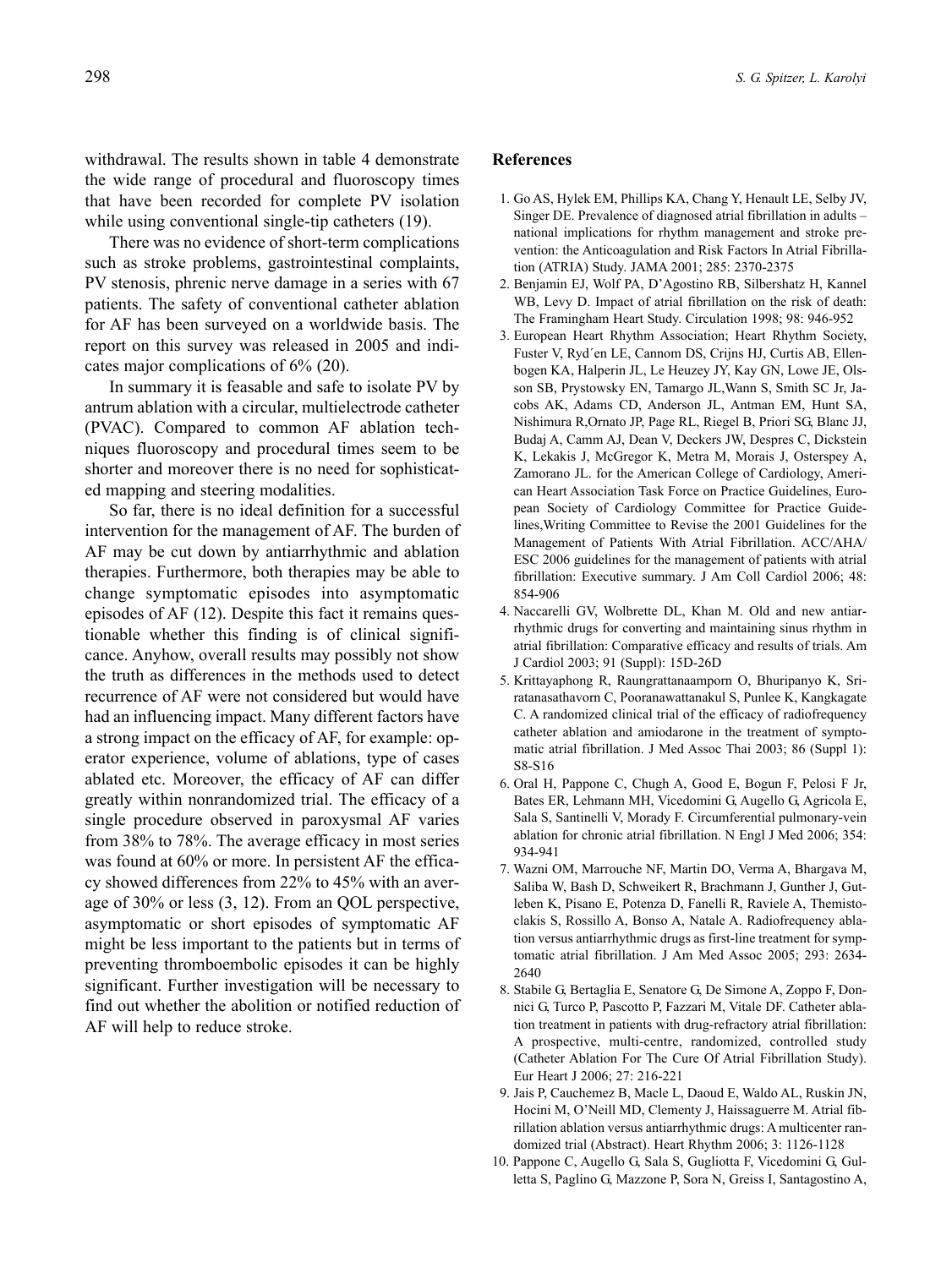withdrawal. The results shown in table 4 demonstrate the wide range of procedural and fluoroscopy times that have been recorded for complete PV isolation while using conventional single-tip catheters (19).

There was no evidence of short-term complications such as stroke problems, gastrointestinal complaints, PV stenosis, phrenic nerve damage in a series with 67 patients. The safety of conventional catheter ablation for AF has been surveyed on a worldwide basis. The report on this survey was released in 2005 and indicates major complications of 6% (20).

In summary it is feasable and safe to isolate PV by antrum ablation with a circular, multielectrode catheter (PVAC). Compared to common AF ablation techniques fluoroscopy and procedural times seem to be shorter and moreover there is no need for sophisticated mapping and steering modalities.

So far, there is no ideal definition for a successful intervention for the management of AF. The burden of AF may be cut down by antiarrhythmic and ablation therapies. Furthermore, both therapies may be able to change symptomatic episodes into asymptomatic episodes of AF (12). Despite this fact it remains questionable whether this finding is of clinical significance. Anyhow, overall results may possibly not show the truth as differences in the methods used to detect recurrence of AF were not considered but would have had an influencing impact. Many different factors have a strong impact on the efficacy of AF, for example: operator experience, volume of ablations, type of cases ablated etc. Moreover, the efficacy of AF can differ greatly within nonrandomized trial. The efficacy of a single procedure observed in paroxysmal AF varies from 38% to 78%. The average efficacy in most series was found at 60% or more. In persistent AF the efficacy showed differences from 22% to 45% with an average of 30% or less (3, 12). From an QOL perspective, asymptomatic or short episodes of symptomatic AF might be less important to the patients but in terms of preventing thromboembolic episodes it can be highly significant. Further investigation will be necessary to find out whether the abolition or notified reduction of AF will help to reduce stroke.

## References

1. Go AS, Hylek EM, Phillips KA, Chang Y, Henault LE, Selby JV, Singer DE. Prevalence of diagnosed atrial fibrillation in adults – national implications for rhythm management and stroke prevention: the Anticoagulation and Risk Factors In Atrial Fibrillation (ATRIA) Study. JAMA 2001; 285: 2370-2375
2. Benjamin EJ, Wolf PA, D'Agostino RB, Silbershatz H, Kannel WB, Levy D. Impact of atrial fibrillation on the risk of death: The Framingham Heart Study. Circulation 1998; 98: 946-952
3. European Heart Rhythm Association; Heart Rhythm Society, Fuster V, Ryd´en LE, Cannom DS, Crijns HJ, Curtis AB, Ellenbogen KA, Halperin JL, Le Heuzey JY, Kay GN, Lowe JE, Olsson SB, Prystowsky EN, Tamargo JL,Wann S, Smith SC Jr, Jacobs AK, Adams CD, Anderson JL, Antman EM, Hunt SA, Nishimura R,Ornato JP, Page RL, Riegel B, Priori SG, Blanc JJ, Budaj A, Camm AJ, Dean V, Deckers JW, Despres C, Dickstein K, Lekakis J, McGregor K, Metra M, Morais J, Osterspey A, Zamorano JL. for the American College of Cardiology, American Heart Association Task Force on Practice Guidelines, European Society of Cardiology Committee for Practice Guidelines,Writing Committee to Revise the 2001 Guidelines for the Management of Patients With Atrial Fibrillation. ACC/AHA/ESC 2006 guidelines for the management of patients with atrial fibrillation: Executive summary. J Am Coll Cardiol 2006; 48: 854-906
4. Naccarelli GV, Wolbrette DL, Khan M. Old and new antiarrhythmic drugs for converting and maintaining sinus rhythm in atrial fibrillation: Comparative efficacy and results of trials. Am J Cardiol 2003; 91 (Suppl): 15D-26D
5. Krittayaphong R, Raungrattanaamporn O, Bhuripanyo K, Sriratanasathavorn C, Pooranawattanakul S, Punlee K, Kangkagate C. A randomized clinical trial of the efficacy of radiofrequency catheter ablation and amiodarone in the treatment of symptomatic atrial fibrillation. J Med Assoc Thai 2003; 86 (Suppl 1): S8-S16
6. Oral H, Pappone C, Chugh A, Good E, Bogun F, Pelosi F Jr, Bates ER, Lehmann MH, Vicedomini G, Augello G, Agricola E, Sala S, Santinelli V, Morady F. Circumferential pulmonary-vein ablation for chronic atrial fibrillation. N Engl J Med 2006; 354: 934-941
7. Wazni OM, Marrouche NF, Martin DO, Verma A, Bhargava M, Saliba W, Bash D, Schweikert R, Brachmann J, Gunther J, Gutleben K, Pisano E, Potenza D, Fanelli R, Raviele A, Themistoclakis S, Rossillo A, Bonso A, Natale A. Radiofrequency ablation versus antiarrhythmic drugs as first-line treatment for symptomatic atrial fibrillation. J Am Med Assoc 2005; 293: 2634-2640
8. Stabile G, Bertaglia E, Senatore G, De Simone A, Zoppo F, Donnici G, Turco P, Pascotto P, Fazzari M, Vitale DF. Catheter ablation treatment in patients with drug-refractory atrial fibrillation: A prospective, multi-centre, randomized, controlled study (Catheter Ablation For The Cure Of Atrial Fibrillation Study). Eur Heart J 2006; 27: 216-221
9. Jais P, Cauchemez B, Macle L, Daoud E, Waldo AL, Ruskin JN, Hocini M, O'Neill MD, Clementy J, Haissaguerre M. Atrial fibrillation ablation versus antiarrhythmic drugs: A multicenter randomized trial (Abstract). Heart Rhythm 2006; 3: 1126-1128
10. Pappone C, Augello G, Sala S, Gugliotta F, Vicedomini G, Gulletta S, Paglino G, Mazzone P, Sora N, Greiss I, Santagostino A,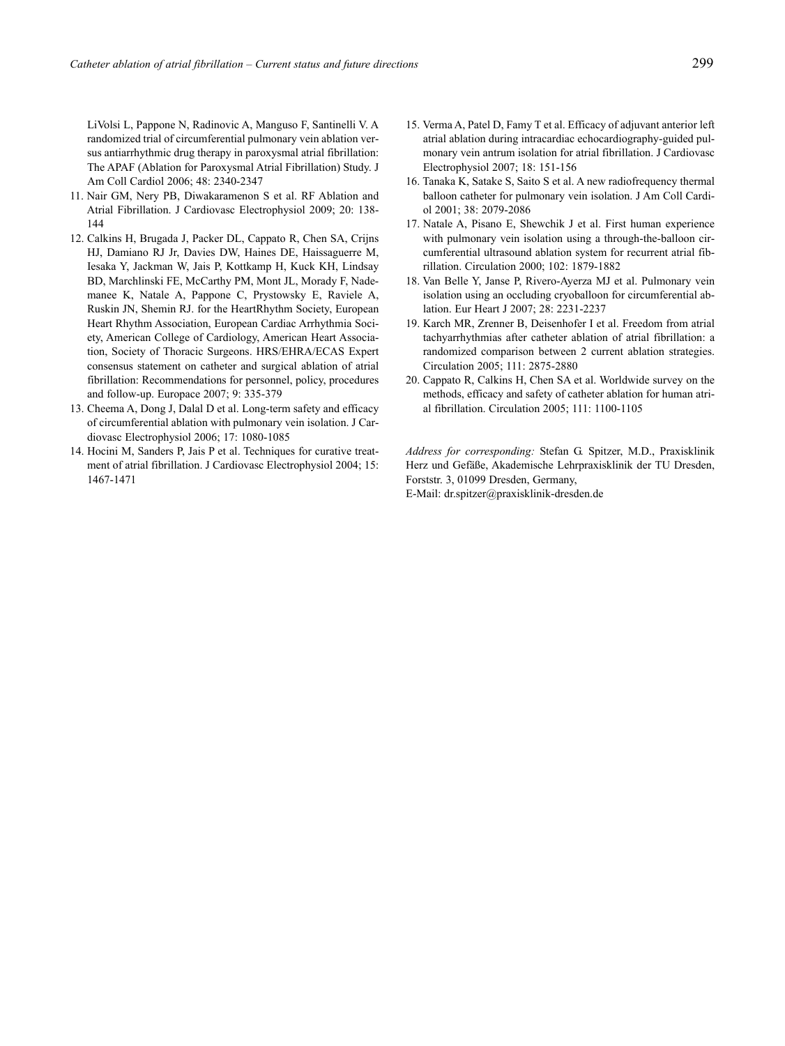LiVolsi L, Pappone N, Radinovic A, Manguso F, Santinelli V. A randomized trial of circumferential pulmonary vein ablation versus antiarrhythmic drug therapy in paroxysmal atrial fibrillation: The APAF (Ablation for Paroxysmal Atrial Fibrillation) Study. J Am Coll Cardiol 2006; 48: 2340-2347

11. Nair GM, Nery PB, Diwakaramenon S et al. RF Ablation and Atrial Fibrillation. J Cardiovasc Electrophysiol 2009; 20: 138-144
12. Calkins H, Brugada J, Packer DL, Cappato R, Chen SA, Crijns HJ, Damiano RJ Jr, Davies DW, Haines DE, Haissaguerre M, Iesaka Y, Jackman W, Jais P, Kottkamp H, Kuck KH, Lindsay BD, Marchlinski FE, McCarthy PM, Mont JL, Morady F, Nademanee K, Natale A, Pappone C, Prystowsky E, Raviele A, Ruskin JN, Shemin RJ. for the HeartRhythm Society, European Heart Rhythm Association, European Cardiac Arrhythmia Society, American College of Cardiology, American Heart Association, Society of Thoracic Surgeons. HRS/EHRA/ECAS Expert consensus statement on catheter and surgical ablation of atrial fibrillation: Recommendations for personnel, policy, procedures and follow-up. Europace 2007; 9: 335-379
13. Cheema A, Dong J, Dalal D et al. Long-term safety and efficacy of circumferential ablation with pulmonary vein isolation. J Cardiovasc Electrophysiol 2006; 17: 1080-1085
14. Hocini M, Sanders P, Jais P et al. Techniques for curative treatment of atrial fibrillation. J Cardiovasc Electrophysiol 2004; 15: 1467-1471
15. Verma A, Patel D, Famy T et al. Efficacy of adjuvant anterior left atrial ablation during intracardiac echocardiography-guided pulmonary vein antrum isolation for atrial fibrillation. J Cardiovasc Electrophysiol 2007; 18: 151-156
16. Tanaka K, Satake S, Saito S et al. A new radiofrequency thermal balloon catheter for pulmonary vein isolation. J Am Coll Cardiol 2001; 38: 2079-2086
17. Natale A, Pisano E, Shewchik J et al. First human experience with pulmonary vein isolation using a through-the-balloon circumferential ultrasound ablation system for recurrent atrial fibrillation. Circulation 2000; 102: 1879-1882
18. Van Belle Y, Janse P, Rivero-Ayerza MJ et al. Pulmonary vein isolation using an occluding cryoballoon for circumferential ablation. Eur Heart J 2007; 28: 2231-2237
19. Karch MR, Zrenner B, Deisenhofer I et al. Freedom from atrial tachyarrhythmias after catheter ablation of atrial fibrillation: a randomized comparison between 2 current ablation strategies. Circulation 2005; 111: 2875-2880
20. Cappato R, Calkins H, Chen SA et al. Worldwide survey on the methods, efficacy and safety of catheter ablation for human atrial fibrillation. Circulation 2005; 111: 1100-1105

*Address for corresponding:* Stefan G. Spitzer, M.D., Praxisklinik Herz und Gefäße, Akademische Lehrpraxisklinik der TU Dresden, Forststr. 3, 01099 Dresden, Germany,
E-Mail: dr.spitzer@praxisklinik-dresden.de